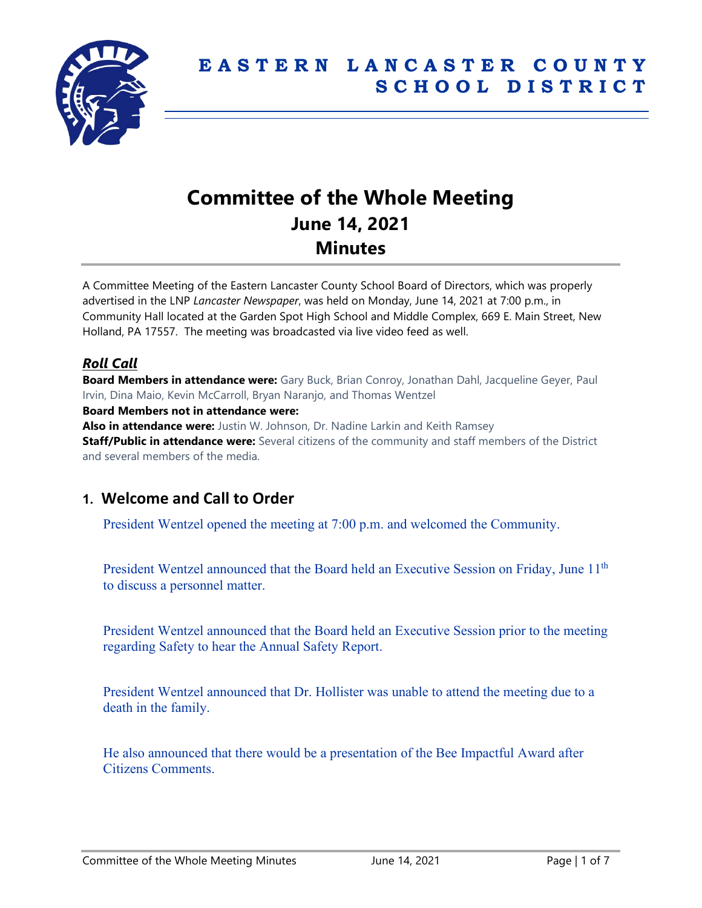# EASTERN LANCASTER COUNTY SCHOOL DISTRICT

# Committee of the Whole Meeting
## June 14, 2021
## Minutes

A Committee Meeting of the Eastern Lancaster County School Board of Directors, which was properly advertised in the LNP *Lancaster Newspaper*, was held on Monday, June 14, 2021 at 7:00 p.m., in Community Hall located at the Garden Spot High School and Middle Complex, 669 E. Main Street, New Holland, PA 17557. The meeting was broadcasted via live video feed as well.

### *Roll Call*

**Board Members in attendance were:** Gary Buck, Brian Conroy, Jonathan Dahl, Jacqueline Geyer, Paul Irvin, Dina Maio, Kevin McCarroll, Bryan Naranjo, and Thomas Wentzel

**Board Members not in attendance were:**

**Also in attendance were:** Justin W. Johnson, Dr. Nadine Larkin and Keith Ramsey

**Staff/Public in attendance were:** Several citizens of the community and staff members of the District and several members of the media.

## 1. Welcome and Call to Order

President Wentzel opened the meeting at 7:00 p.m. and welcomed the Community.

President Wentzel announced that the Board held an Executive Session on Friday, June 11th to discuss a personnel matter.

President Wentzel announced that the Board held an Executive Session prior to the meeting regarding Safety to hear the Annual Safety Report.

President Wentzel announced that Dr. Hollister was unable to attend the meeting due to a death in the family.

He also announced that there would be a presentation of the Bee Impactful Award after Citizens Comments.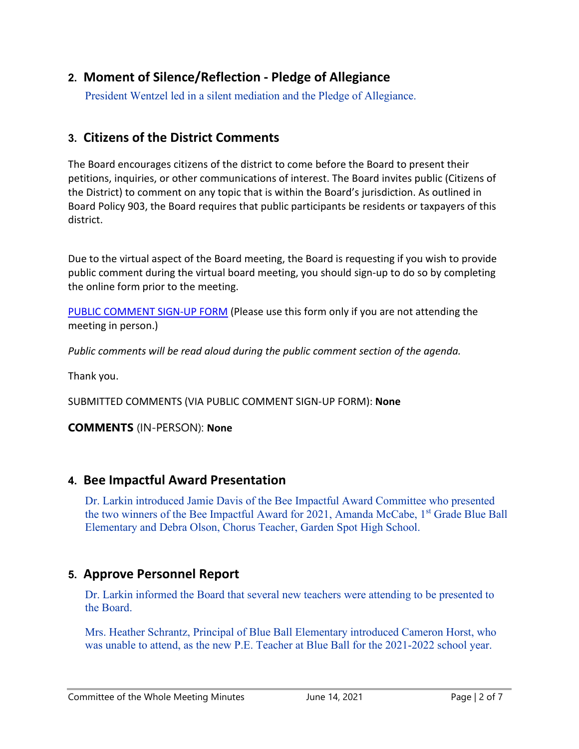## 2. Moment of Silence/Reflection - Pledge of Allegiance

President Wentzel led in a silent mediation and the Pledge of Allegiance.

## 3. Citizens of the District Comments

The Board encourages citizens of the district to come before the Board to present their petitions, inquiries, or other communications of interest. The Board invites public (Citizens of the District) to comment on any topic that is within the Board's jurisdiction. As outlined in Board Policy 903, the Board requires that public participants be residents or taxpayers of this district.

Due to the virtual aspect of the Board meeting, the Board is requesting if you wish to provide public comment during the virtual board meeting, you should sign-up to do so by completing the online form prior to the meeting.

PUBLIC COMMENT SIGN-UP FORM (Please use this form only if you are not attending the meeting in person.)

*Public comments will be read aloud during the public comment section of the agenda.*

Thank you.

SUBMITTED COMMENTS (VIA PUBLIC COMMENT SIGN-UP FORM): **None**

**COMMENTS** (IN-PERSON): **None**

## 4. Bee Impactful Award Presentation

Dr. Larkin introduced Jamie Davis of the Bee Impactful Award Committee who presented the two winners of the Bee Impactful Award for 2021, Amanda McCabe, 1st Grade Blue Ball Elementary and Debra Olson, Chorus Teacher, Garden Spot High School.

## 5. Approve Personnel Report

Dr. Larkin informed the Board that several new teachers were attending to be presented to the Board.

Mrs. Heather Schrantz, Principal of Blue Ball Elementary introduced Cameron Horst, who was unable to attend, as the new P.E. Teacher at Blue Ball for the 2021-2022 school year.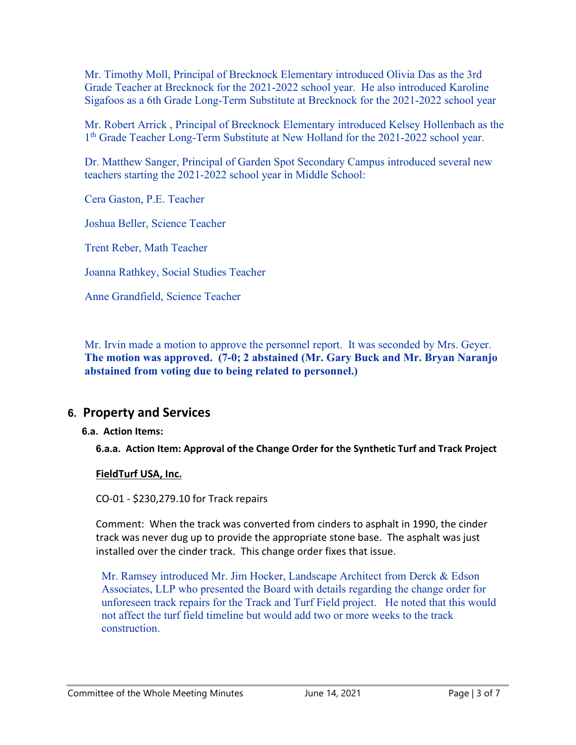Mr. Timothy Moll, Principal of Brecknock Elementary introduced Olivia Das as the 3rd Grade Teacher at Brecknock for the 2021-2022 school year. He also introduced Karoline Sigafoos as a 6th Grade Long-Term Substitute at Brecknock for the 2021-2022 school year

Mr. Robert Arrick , Principal of Brecknock Elementary introduced Kelsey Hollenbach as the 1th Grade Teacher Long-Term Substitute at New Holland for the 2021-2022 school year.

Dr. Matthew Sanger, Principal of Garden Spot Secondary Campus introduced several new teachers starting the 2021-2022 school year in Middle School:

Cera Gaston, P.E. Teacher

Joshua Beller, Science Teacher

Trent Reber, Math Teacher

Joanna Rathkey, Social Studies Teacher

Anne Grandfield, Science Teacher

Mr. Irvin made a motion to approve the personnel report. It was seconded by Mrs. Geyer. **The motion was approved. (7-0; 2 abstained (Mr. Gary Buck and Mr. Bryan Naranjo abstained from voting due to being related to personnel.)**

## 6. Property and Services

### 6.a. Action Items:

#### 6.a.a. Action Item: Approval of the Change Order for the Synthetic Turf and Track Project

**FieldTurf USA, Inc.**

CO-01 - $230,279.10 for Track repairs

Comment: When the track was converted from cinders to asphalt in 1990, the cinder track was never dug up to provide the appropriate stone base. The asphalt was just installed over the cinder track. This change order fixes that issue.

Mr. Ramsey introduced Mr. Jim Hocker, Landscape Architect from Derck & Edson Associates, LLP who presented the Board with details regarding the change order for unforeseen track repairs for the Track and Turf Field project. He noted that this would not affect the turf field timeline but would add two or more weeks to the track construction.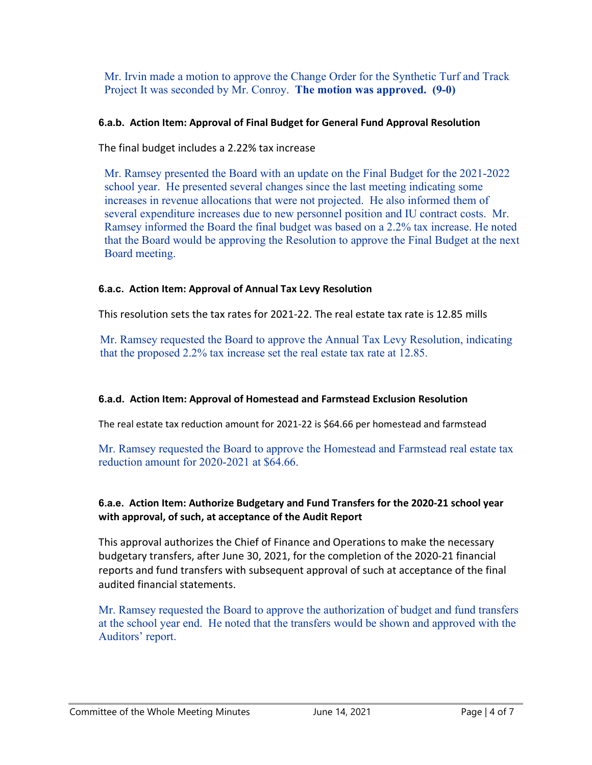Mr. Irvin made a motion to approve the Change Order for the Synthetic Turf and Track Project It was seconded by Mr. Conroy. **The motion was approved. (9-0)**

#### 6.a.b. Action Item: Approval of Final Budget for General Fund Approval Resolution

The final budget includes a 2.22% tax increase

Mr. Ramsey presented the Board with an update on the Final Budget for the 2021-2022 school year. He presented several changes since the last meeting indicating some increases in revenue allocations that were not projected. He also informed them of several expenditure increases due to new personnel position and IU contract costs. Mr. Ramsey informed the Board the final budget was based on a 2.2% tax increase. He noted that the Board would be approving the Resolution to approve the Final Budget at the next Board meeting.

#### 6.a.c. Action Item: Approval of Annual Tax Levy Resolution

This resolution sets the tax rates for 2021-22. The real estate tax rate is 12.85 mills

Mr. Ramsey requested the Board to approve the Annual Tax Levy Resolution, indicating that the proposed 2.2% tax increase set the real estate tax rate at 12.85.

#### 6.a.d. Action Item: Approval of Homestead and Farmstead Exclusion Resolution

The real estate tax reduction amount for 2021-22 is $64.66 per homestead and farmstead

Mr. Ramsey requested the Board to approve the Homestead and Farmstead real estate tax reduction amount for 2020-2021 at $64.66.

#### 6.a.e. Action Item: Authorize Budgetary and Fund Transfers for the 2020-21 school year with approval, of such, at acceptance of the Audit Report

This approval authorizes the Chief of Finance and Operations to make the necessary budgetary transfers, after June 30, 2021, for the completion of the 2020-21 financial reports and fund transfers with subsequent approval of such at acceptance of the final audited financial statements.

Mr. Ramsey requested the Board to approve the authorization of budget and fund transfers at the school year end. He noted that the transfers would be shown and approved with the Auditors' report.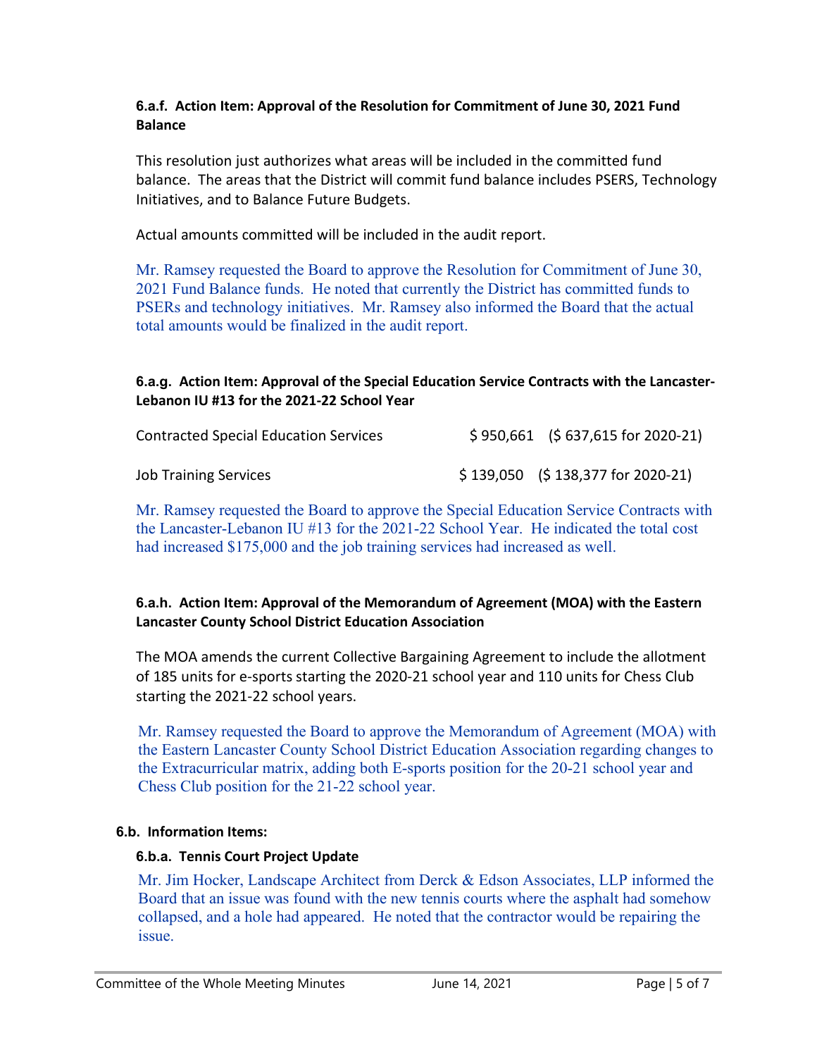**6.a.f. Action Item: Approval of the Resolution for Commitment of June 30, 2021 Fund Balance**

This resolution just authorizes what areas will be included in the committed fund balance. The areas that the District will commit fund balance includes PSERS, Technology Initiatives, and to Balance Future Budgets.

Actual amounts committed will be included in the audit report.

Mr. Ramsey requested the Board to approve the Resolution for Commitment of June 30, 2021 Fund Balance funds. He noted that currently the District has committed funds to PSERs and technology initiatives. Mr. Ramsey also informed the Board that the actual total amounts would be finalized in the audit report.

**6.a.g. Action Item: Approval of the Special Education Service Contracts with the Lancaster-Lebanon IU #13 for the 2021-22 School Year**

| | | |
|---|---|---|
| Contracted Special Education Services | $ 950,661 | ($ 637,615 for 2020-21) |
| Job Training Services | $ 139,050 | ($ 138,377 for 2020-21) |

Mr. Ramsey requested the Board to approve the Special Education Service Contracts with the Lancaster-Lebanon IU #13 for the 2021-22 School Year. He indicated the total cost had increased $175,000 and the job training services had increased as well.

**6.a.h. Action Item: Approval of the Memorandum of Agreement (MOA) with the Eastern Lancaster County School District Education Association**

The MOA amends the current Collective Bargaining Agreement to include the allotment of 185 units for e-sports starting the 2020-21 school year and 110 units for Chess Club starting the 2021-22 school years.

Mr. Ramsey requested the Board to approve the Memorandum of Agreement (MOA) with the Eastern Lancaster County School District Education Association regarding changes to the Extracurricular matrix, adding both E-sports position for the 20-21 school year and Chess Club position for the 21-22 school year.

**6.b. Information Items:**

**6.b.a. Tennis Court Project Update**

Mr. Jim Hocker, Landscape Architect from Derck & Edson Associates, LLP informed the Board that an issue was found with the new tennis courts where the asphalt had somehow collapsed, and a hole had appeared. He noted that the contractor would be repairing the issue.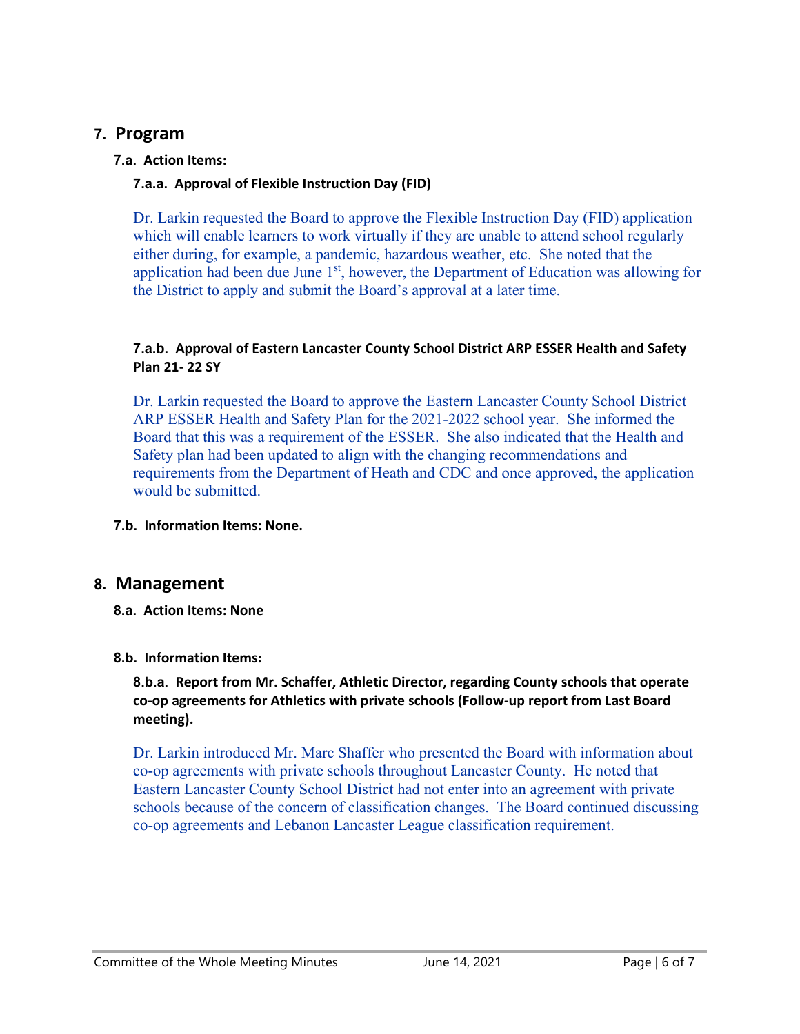## 7. Program

### 7.a. Action Items:

#### 7.a.a. Approval of Flexible Instruction Day (FID)

Dr. Larkin requested the Board to approve the Flexible Instruction Day (FID) application which will enable learners to work virtually if they are unable to attend school regularly either during, for example, a pandemic, hazardous weather, etc. She noted that the application had been due June 1st, however, the Department of Education was allowing for the District to apply and submit the Board's approval at a later time.

#### 7.a.b. Approval of Eastern Lancaster County School District ARP ESSER Health and Safety Plan 21- 22 SY

Dr. Larkin requested the Board to approve the Eastern Lancaster County School District ARP ESSER Health and Safety Plan for the 2021-2022 school year. She informed the Board that this was a requirement of the ESSER. She also indicated that the Health and Safety plan had been updated to align with the changing recommendations and requirements from the Department of Heath and CDC and once approved, the application would be submitted.

### 7.b. Information Items: None.

## 8. Management

### 8.a. Action Items: None

### 8.b. Information Items:

#### 8.b.a. Report from Mr. Schaffer, Athletic Director, regarding County schools that operate co-op agreements for Athletics with private schools (Follow-up report from Last Board meeting).

Dr. Larkin introduced Mr. Marc Shaffer who presented the Board with information about co-op agreements with private schools throughout Lancaster County. He noted that Eastern Lancaster County School District had not enter into an agreement with private schools because of the concern of classification changes. The Board continued discussing co-op agreements and Lebanon Lancaster League classification requirement.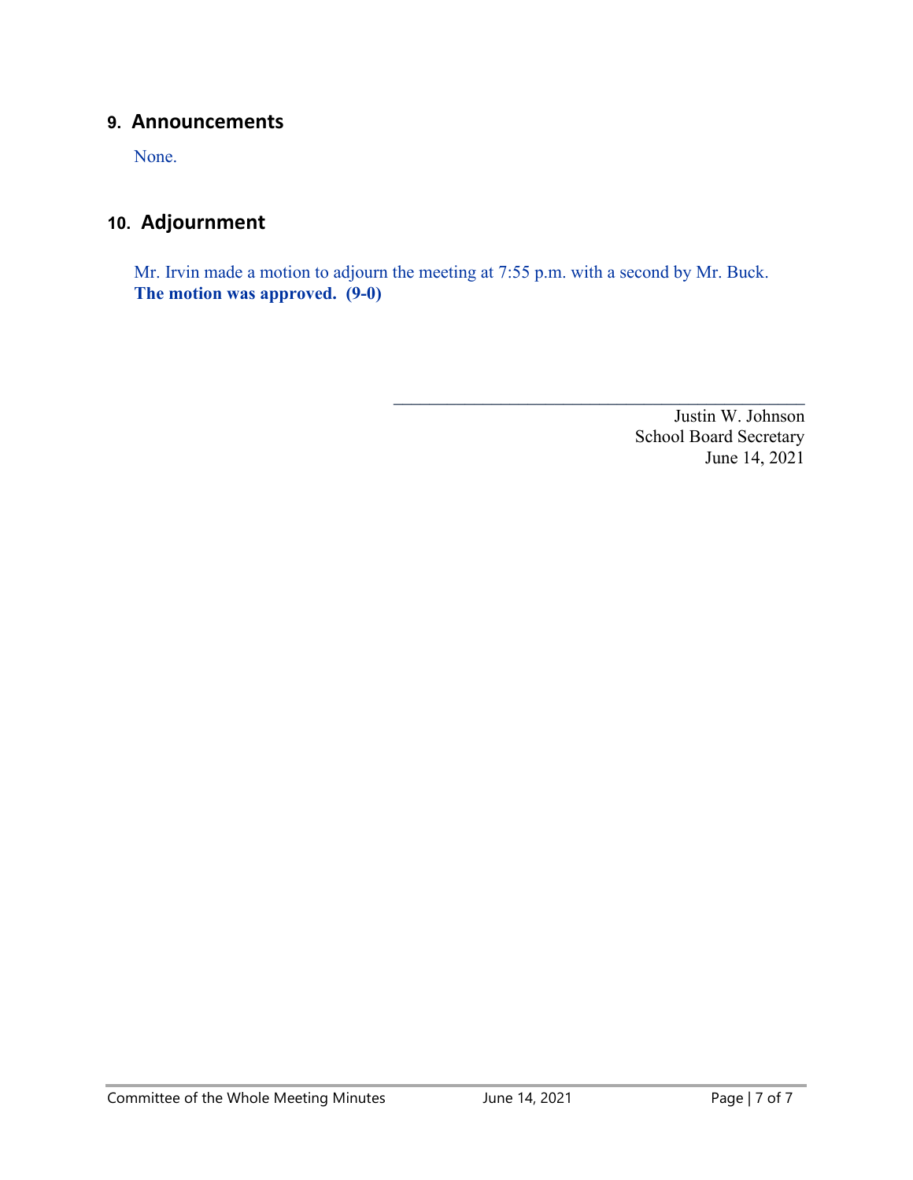## 9. Announcements

None.

## 10. Adjournment

Mr. Irvin made a motion to adjourn the meeting at 7:55 p.m. with a second by Mr. Buck. **The motion was approved. (9-0)**

\_\_\_\_\_\_\_\_\_\_\_\_\_\_\_\_\_\_\_\_\_\_\_\_\_\_\_\_\_\_\_\_\_\_\_\_\_\_\_\_

Justin W. Johnson
School Board Secretary
June 14, 2021